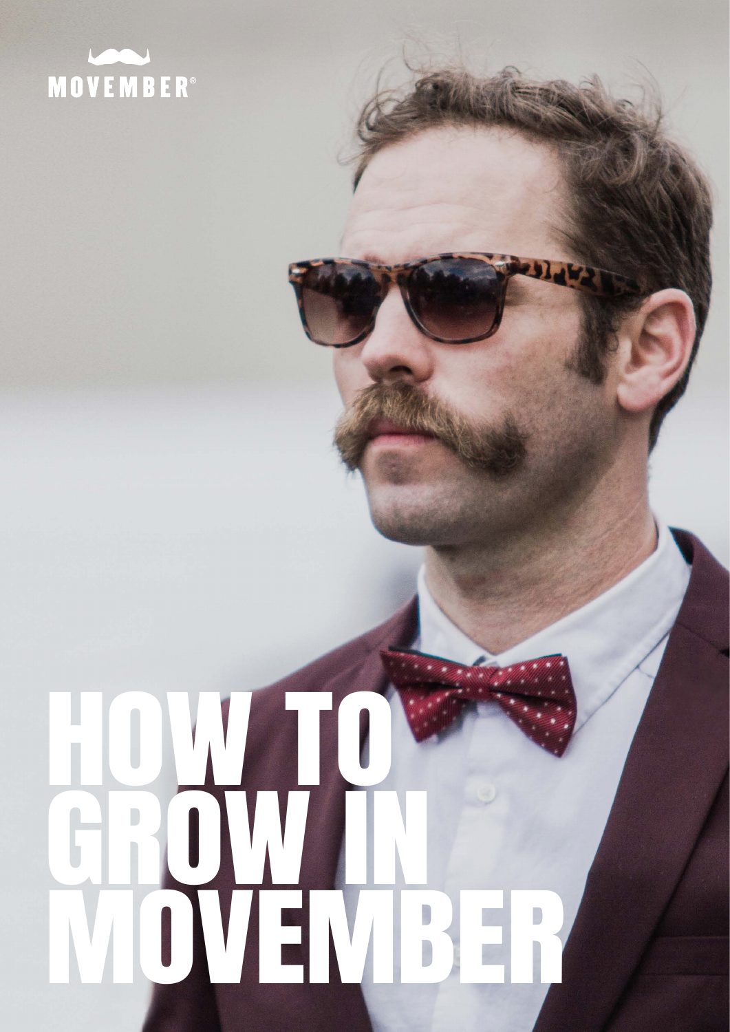MOVEMBER®

# HOW TO GROW IN MOVEMBER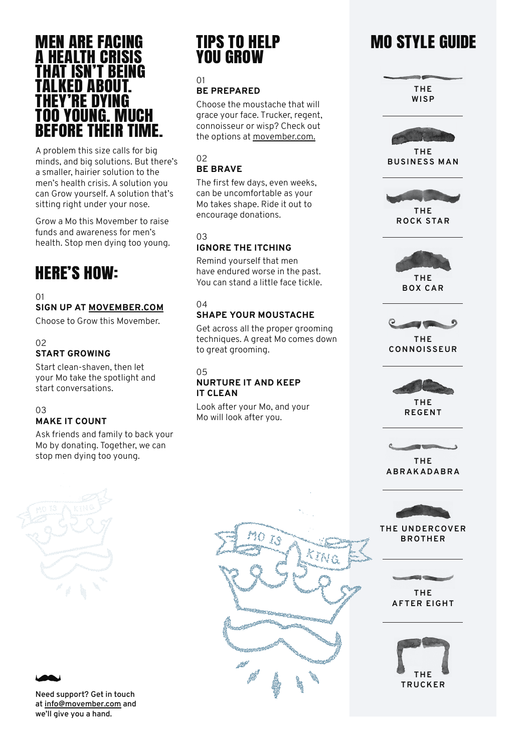# MEN ARE FACING A HEALTH CRISIS THAT ISN'T BEING TALKED ABOUT. THEY'RE DYING TOO YOUNG. MUCH BEFORE THEIR TIME.

A problem this size calls for big minds, and big solutions. But there's a smaller, hairier solution to the men's health crisis. A solution you can Grow yourself. A solution that's sitting right under your nose.

Grow a Mo this Movember to raise funds and awareness for men's health. Stop men dying too young.

## HERE'S HOW:

01
**SIGN UP AT MOVEMBER.COM**

Choose to Grow this Movember.

02
**START GROWING**

Start clean-shaven, then let your Mo take the spotlight and start conversations.

03
**MAKE IT COUNT**

Ask friends and family to back your Mo by donating. Together, we can stop men dying too young.

## TIPS TO HELP YOU GROW

01
**BE PREPARED**

Choose the moustache that will grace your face. Trucker, regent, connoisseur or wisp? Check out the options at movember.com.

02
**BE BRAVE**

The first few days, even weeks, can be uncomfortable as your Mo takes shape. Ride it out to encourage donations.

03
**IGNORE THE ITCHING**

Remind yourself that men have endured worse in the past. You can stand a little face tickle.

04
**SHAPE YOUR MOUSTACHE**

Get across all the proper grooming techniques. A great Mo comes down to great grooming.

05
**NURTURE IT AND KEEP IT CLEAN**

Look after your Mo, and your Mo will look after you.

## MO STYLE GUIDE

THE WISP

THE BUSINESS MAN

THE ROCK STAR

THE BOX CAR

THE CONNOISSEUR

THE REGENT

THE ABRAKADABRA

THE UNDERCOVER BROTHER

THE AFTER EIGHT

THE TRUCKER

**Need support? Get in touch at info@movember.com and we'll give you a hand.**